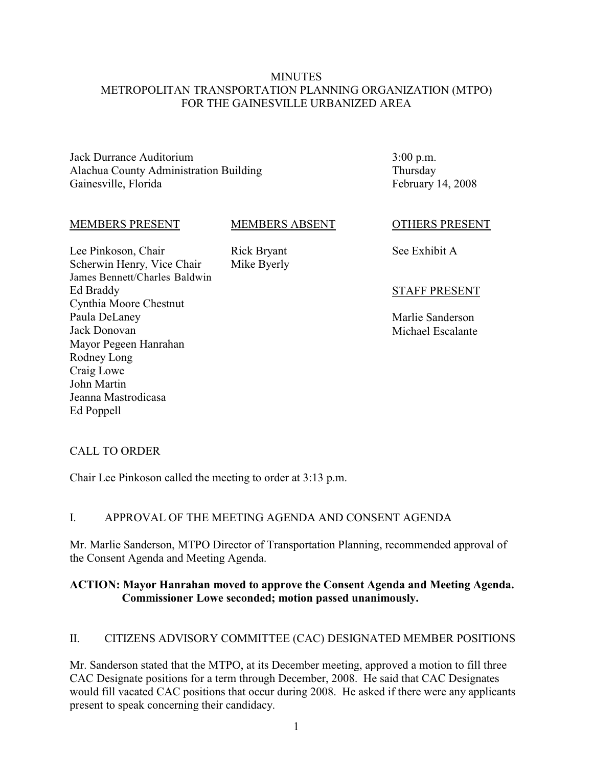# MINUTES
# METROPOLITAN TRANSPORTATION PLANNING ORGANIZATION (MTPO)
# FOR THE GAINESVILLE URBANIZED AREA

Jack Durrance Auditorium
Alachua County Administration Building
Gainesville, Florida

3:00 p.m.
Thursday
February 14, 2008

| MEMBERS PRESENT | MEMBERS ABSENT | OTHERS PRESENT |
| --- | --- | --- |
| Lee Pinkoson, Chair | Rick Bryant | See Exhibit A |
| Scherwin Henry, Vice Chair | Mike Byerly | |
| James Bennett/Charles Baldwin | | |
| Ed Braddy | | **STAFF PRESENT** |
| Cynthia Moore Chestnut | | |
| Paula DeLaney | | Marlie Sanderson |
| Jack Donovan | | Michael Escalante |
| Mayor Pegeen Hanrahan | | |
| Rodney Long | | |
| Craig Lowe | | |
| John Martin | | |
| Jeanna Mastrodicasa | | |
| Ed Poppell | | |

## CALL TO ORDER

Chair Lee Pinkoson called the meeting to order at 3:13 p.m.

## I. APPROVAL OF THE MEETING AGENDA AND CONSENT AGENDA

Mr. Marlie Sanderson, MTPO Director of Transportation Planning, recommended approval of the Consent Agenda and Meeting Agenda.

**ACTION: Mayor Hanrahan moved to approve the Consent Agenda and Meeting Agenda. Commissioner Lowe seconded; motion passed unanimously.**

## II. CITIZENS ADVISORY COMMITTEE (CAC) DESIGNATED MEMBER POSITIONS

Mr. Sanderson stated that the MTPO, at its December meeting, approved a motion to fill three CAC Designate positions for a term through December, 2008. He said that CAC Designates would fill vacated CAC positions that occur during 2008. He asked if there were any applicants present to speak concerning their candidacy.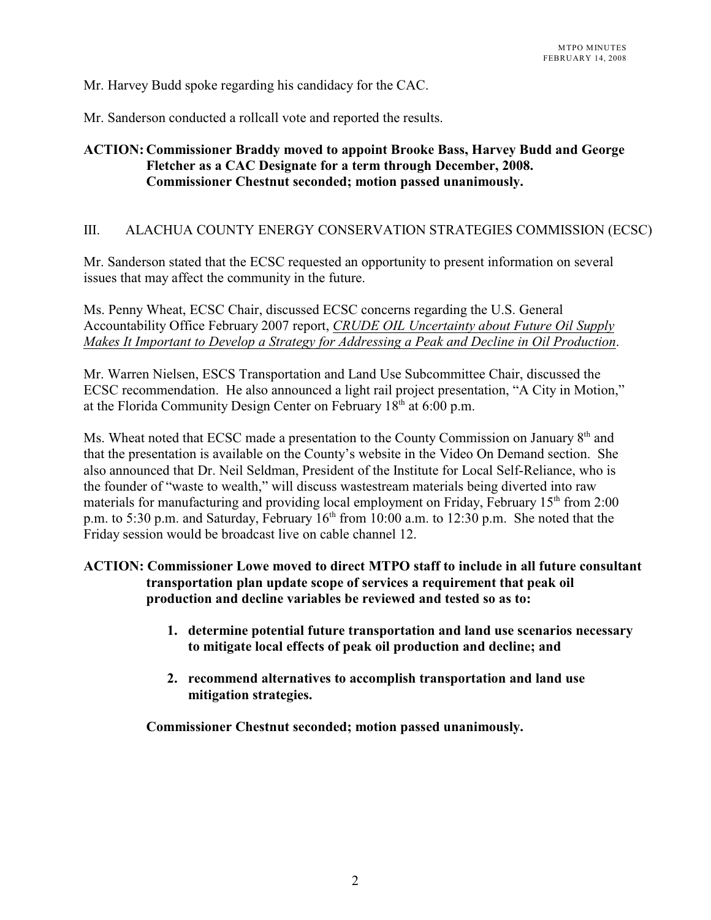Mr. Harvey Budd spoke regarding his candidacy for the CAC.

Mr. Sanderson conducted a rollcall vote and reported the results.

**ACTION: Commissioner Braddy moved to appoint Brooke Bass, Harvey Budd and George Fletcher as a CAC Designate for a term through December, 2008. Commissioner Chestnut seconded; motion passed unanimously.**

## III. ALACHUA COUNTY ENERGY CONSERVATION STRATEGIES COMMISSION (ECSC)

Mr. Sanderson stated that the ECSC requested an opportunity to present information on several issues that may affect the community in the future.

Ms. Penny Wheat, ECSC Chair, discussed ECSC concerns regarding the U.S. General Accountability Office February 2007 report, *CRUDE OIL Uncertainty about Future Oil Supply Makes It Important to Develop a Strategy for Addressing a Peak and Decline in Oil Production*.

Mr. Warren Nielsen, ESCS Transportation and Land Use Subcommittee Chair, discussed the ECSC recommendation. He also announced a light rail project presentation, "A City in Motion," at the Florida Community Design Center on February 18th at 6:00 p.m.

Ms. Wheat noted that ECSC made a presentation to the County Commission on January 8th and that the presentation is available on the County's website in the Video On Demand section. She also announced that Dr. Neil Seldman, President of the Institute for Local Self-Reliance, who is the founder of "waste to wealth," will discuss wastestream materials being diverted into raw materials for manufacturing and providing local employment on Friday, February 15th from 2:00 p.m. to 5:30 p.m. and Saturday, February 16th from 10:00 a.m. to 12:30 p.m. She noted that the Friday session would be broadcast live on cable channel 12.

**ACTION: Commissioner Lowe moved to direct MTPO staff to include in all future consultant transportation plan update scope of services a requirement that peak oil production and decline variables be reviewed and tested so as to:**

1. **determine potential future transportation and land use scenarios necessary to mitigate local effects of peak oil production and decline; and**

2. **recommend alternatives to accomplish transportation and land use mitigation strategies.**

**Commissioner Chestnut seconded; motion passed unanimously.**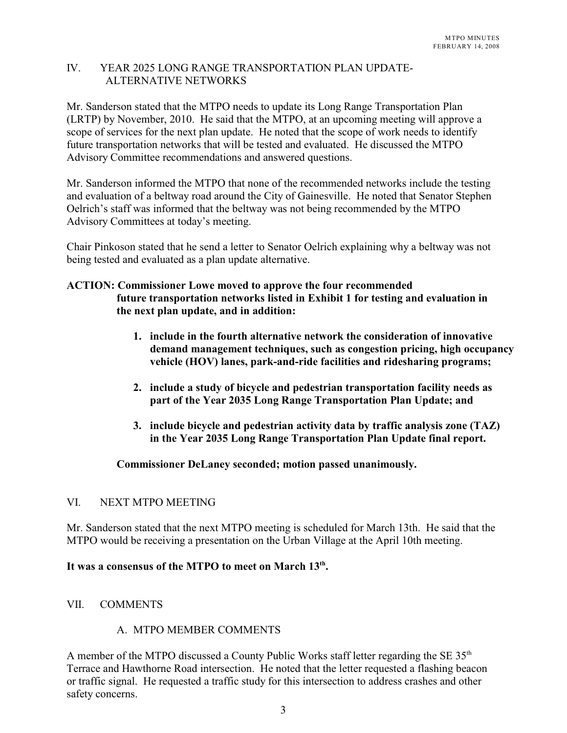## IV. YEAR 2025 LONG RANGE TRANSPORTATION PLAN UPDATE- ALTERNATIVE NETWORKS

Mr. Sanderson stated that the MTPO needs to update its Long Range Transportation Plan (LRTP) by November, 2010. He said that the MTPO, at an upcoming meeting will approve a scope of services for the next plan update. He noted that the scope of work needs to identify future transportation networks that will be tested and evaluated. He discussed the MTPO Advisory Committee recommendations and answered questions.

Mr. Sanderson informed the MTPO that none of the recommended networks include the testing and evaluation of a beltway road around the City of Gainesville. He noted that Senator Stephen Oelrich's staff was informed that the beltway was not being recommended by the MTPO Advisory Committees at today's meeting.

Chair Pinkoson stated that he send a letter to Senator Oelrich explaining why a beltway was not being tested and evaluated as a plan update alternative.

**ACTION: Commissioner Lowe moved to approve the four recommended future transportation networks listed in Exhibit 1 for testing and evaluation in the next plan update, and in addition:**

1. **include in the fourth alternative network the consideration of innovative demand management techniques, such as congestion pricing, high occupancy vehicle (HOV) lanes, park-and-ride facilities and ridesharing programs;**

2. **include a study of bicycle and pedestrian transportation facility needs as part of the Year 2035 Long Range Transportation Plan Update; and**

3. **include bicycle and pedestrian activity data by traffic analysis zone (TAZ) in the Year 2035 Long Range Transportation Plan Update final report.**

**Commissioner DeLaney seconded; motion passed unanimously.**

## VI. NEXT MTPO MEETING

Mr. Sanderson stated that the next MTPO meeting is scheduled for March 13th. He said that the MTPO would be receiving a presentation on the Urban Village at the April 10th meeting.

**It was a consensus of the MTPO to meet on March 13th.**

## VII. COMMENTS

### A. MTPO MEMBER COMMENTS

A member of the MTPO discussed a County Public Works staff letter regarding the SE 35th Terrace and Hawthorne Road intersection. He noted that the letter requested a flashing beacon or traffic signal. He requested a traffic study for this intersection to address crashes and other safety concerns.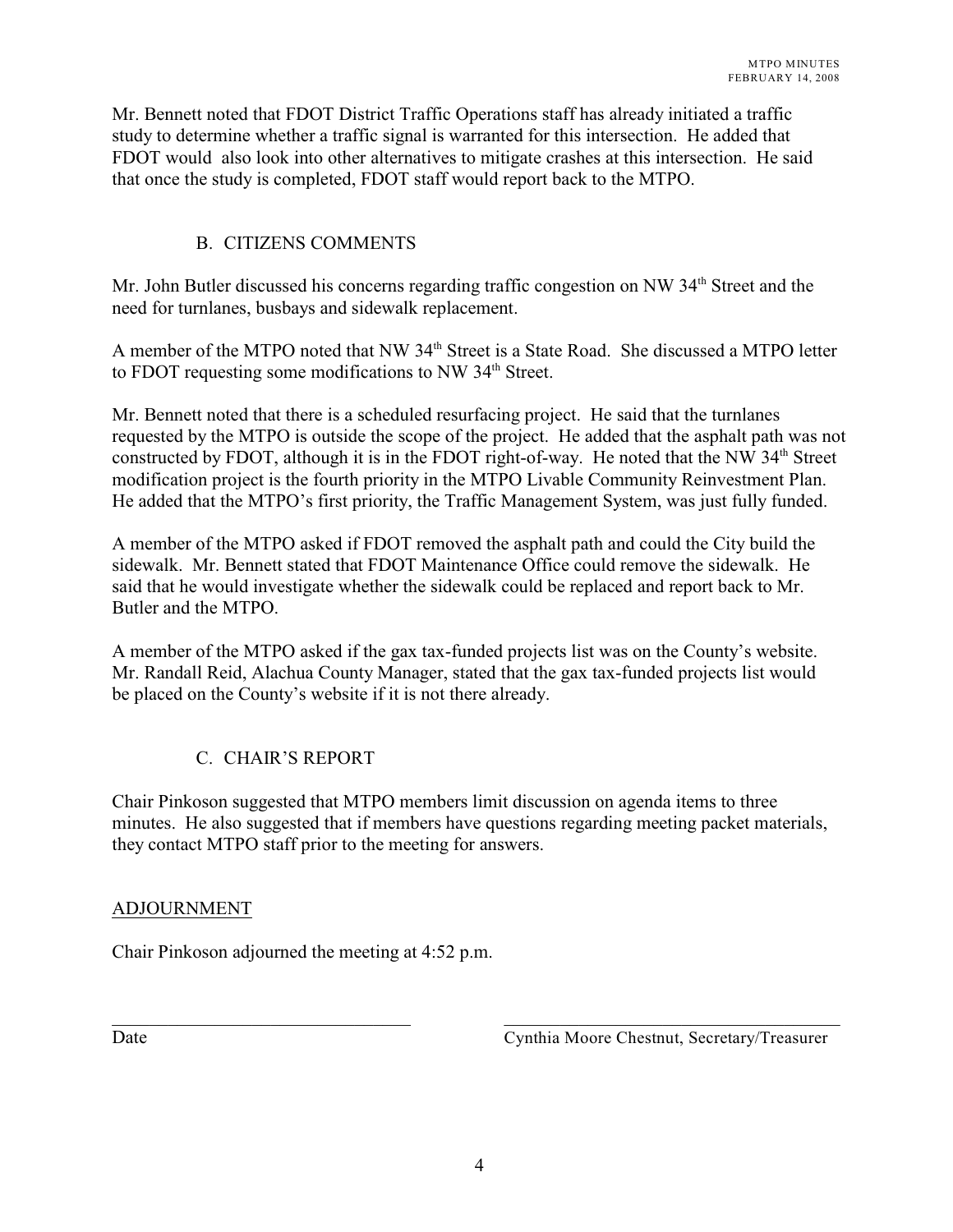Mr. Bennett noted that FDOT District Traffic Operations staff has already initiated a traffic study to determine whether a traffic signal is warranted for this intersection. He added that FDOT would also look into other alternatives to mitigate crashes at this intersection. He said that once the study is completed, FDOT staff would report back to the MTPO.

### B. CITIZENS COMMENTS

Mr. John Butler discussed his concerns regarding traffic congestion on NW 34th Street and the need for turnlanes, busbays and sidewalk replacement.

A member of the MTPO noted that NW 34th Street is a State Road. She discussed a MTPO letter to FDOT requesting some modifications to NW 34th Street.

Mr. Bennett noted that there is a scheduled resurfacing project. He said that the turnlanes requested by the MTPO is outside the scope of the project. He added that the asphalt path was not constructed by FDOT, although it is in the FDOT right-of-way. He noted that the NW 34th Street modification project is the fourth priority in the MTPO Livable Community Reinvestment Plan. He added that the MTPO's first priority, the Traffic Management System, was just fully funded.

A member of the MTPO asked if FDOT removed the asphalt path and could the City build the sidewalk. Mr. Bennett stated that FDOT Maintenance Office could remove the sidewalk. He said that he would investigate whether the sidewalk could be replaced and report back to Mr. Butler and the MTPO.

A member of the MTPO asked if the gax tax-funded projects list was on the County's website. Mr. Randall Reid, Alachua County Manager, stated that the gax tax-funded projects list would be placed on the County's website if it is not there already.

### C. CHAIR'S REPORT

Chair Pinkoson suggested that MTPO members limit discussion on agenda items to three minutes. He also suggested that if members have questions regarding meeting packet materials, they contact MTPO staff prior to the meeting for answers.

## ADJOURNMENT

Chair Pinkoson adjourned the meeting at 4:52 p.m.

\_\_\_\_\_\_\_\_\_\_\_\_\_\_\_\_\_\_\_\_\_\_\_\_\_\_\_\_\_\_\_\_ \_\_\_\_\_\_\_\_\_\_\_\_\_\_\_\_\_\_\_\_\_\_\_\_\_\_\_\_\_\_\_\_

Date Cynthia Moore Chestnut, Secretary/Treasurer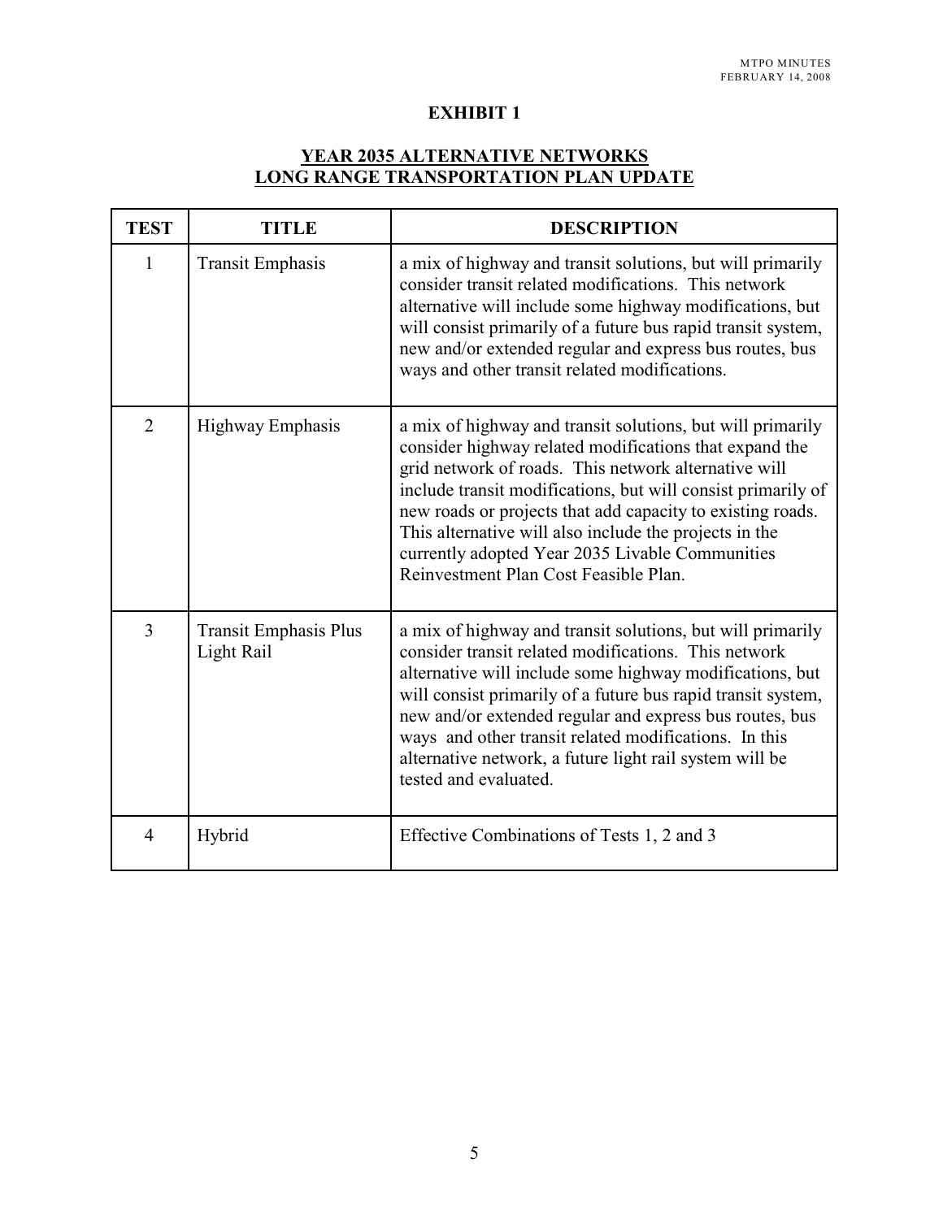# EXHIBIT 1

## YEAR 2035 ALTERNATIVE NETWORKS
## LONG RANGE TRANSPORTATION PLAN UPDATE

| TEST | TITLE | DESCRIPTION |
|---|---|---|
| 1 | Transit Emphasis | a mix of highway and transit solutions, but will primarily consider transit related modifications. This network alternative will include some highway modifications, but will consist primarily of a future bus rapid transit system, new and/or extended regular and express bus routes, bus ways and other transit related modifications. |
| 2 | Highway Emphasis | a mix of highway and transit solutions, but will primarily consider highway related modifications that expand the grid network of roads. This network alternative will include transit modifications, but will consist primarily of new roads or projects that add capacity to existing roads. This alternative will also include the projects in the currently adopted Year 2035 Livable Communities Reinvestment Plan Cost Feasible Plan. |
| 3 | Transit Emphasis Plus Light Rail | a mix of highway and transit solutions, but will primarily consider transit related modifications. This network alternative will include some highway modifications, but will consist primarily of a future bus rapid transit system, new and/or extended regular and express bus routes, bus ways and other transit related modifications. In this alternative network, a future light rail system will be tested and evaluated. |
| 4 | Hybrid | Effective Combinations of Tests 1, 2 and 3 |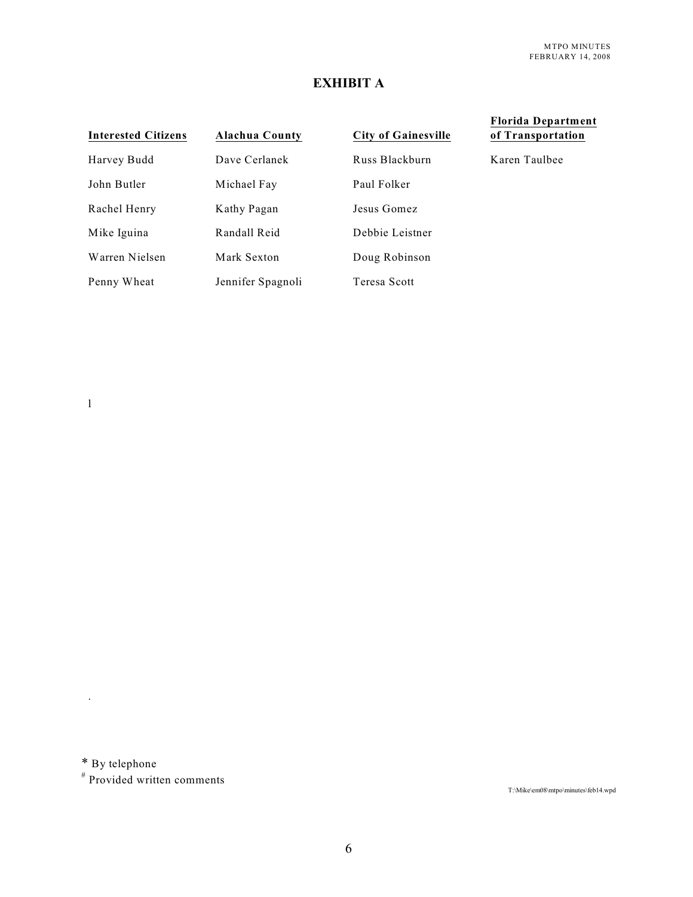# EXHIBIT A

| Interested Citizens | Alachua County | City of Gainesville | Florida Department of Transportation |
|---|---|---|---|
| Harvey Budd | Dave Cerlanek | Russ Blackburn | Karen Taulbee |
| John Butler | Michael Fay | Paul Folker | |
| Rachel Henry | Kathy Pagan | Jesus Gomez | |
| Mike Iguina | Randall Reid | Debbie Leistner | |
| Warren Nielsen | Mark Sexton | Doug Robinson | |
| Penny Wheat | Jennifer Spagnoli | Teresa Scott | |

l

.

* By telephone

# Provided written comments

T:\Mike\em08\mtpo\minutes\feb14.wpd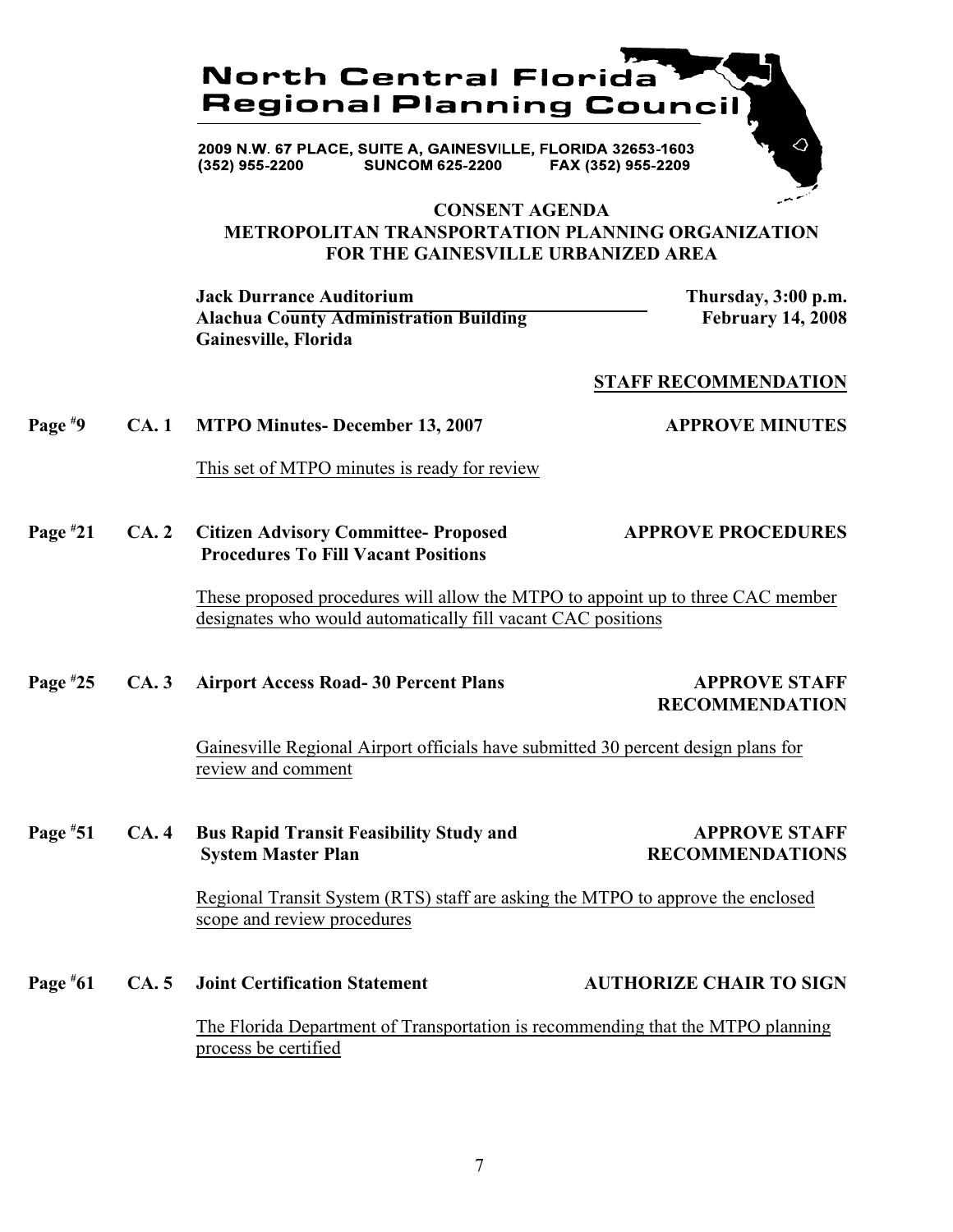# North Central Florida Regional Planning Council

2009 N.W. 67 PLACE, SUITE A, GAINESVILLE, FLORIDA 32653-1603
(352) 955-2200 SUNCOM 625-2200 FAX (352) 955-2209

## CONSENT AGENDA
## METROPOLITAN TRANSPORTATION PLANNING ORGANIZATION FOR THE GAINESVILLE URBANIZED AREA

**Jack Durrance Auditorium**
**Alachua County Administration Building**
**Gainesville, Florida**

**Thursday, 3:00 p.m.**
**February 14, 2008**

**STAFF RECOMMENDATION**

**Page #9 CA. 1 MTPO Minutes- December 13, 2007** — **APPROVE MINUTES**

This set of MTPO minutes is ready for review

**Page #21 CA. 2 Citizen Advisory Committee- Proposed Procedures To Fill Vacant Positions** — **APPROVE PROCEDURES**

These proposed procedures will allow the MTPO to appoint up to three CAC member designates who would automatically fill vacant CAC positions

**Page #25 CA. 3 Airport Access Road- 30 Percent Plans** — **APPROVE STAFF RECOMMENDATION**

Gainesville Regional Airport officials have submitted 30 percent design plans for review and comment

**Page #51 CA. 4 Bus Rapid Transit Feasibility Study and System Master Plan** — **APPROVE STAFF RECOMMENDATIONS**

Regional Transit System (RTS) staff are asking the MTPO to approve the enclosed scope and review procedures

**Page #61 CA. 5 Joint Certification Statement** — **AUTHORIZE CHAIR TO SIGN**

The Florida Department of Transportation is recommending that the MTPO planning process be certified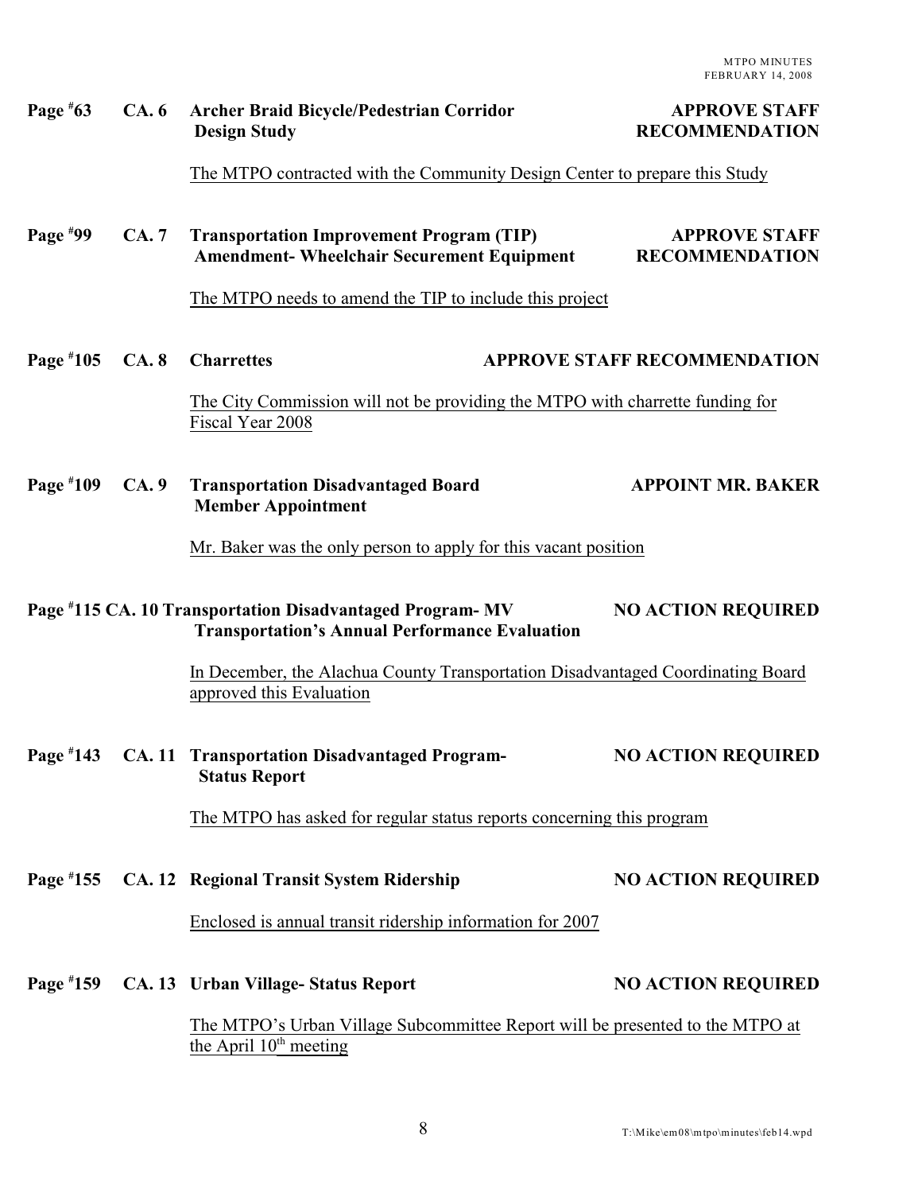**Page [#]63 CA. 6 Archer Braid Bicycle/Pedestrian Corridor Design Study** — **APPROVE STAFF RECOMMENDATION**

The MTPO contracted with the Community Design Center to prepare this Study

**Page [#]99 CA. 7 Transportation Improvement Program (TIP) Amendment- Wheelchair Securement Equipment** — **APPROVE STAFF RECOMMENDATION**

The MTPO needs to amend the TIP to include this project

**Page [#]105 CA. 8 Charrettes** — **APPROVE STAFF RECOMMENDATION**

The City Commission will not be providing the MTPO with charrette funding for Fiscal Year 2008

**Page [#]109 CA. 9 Transportation Disadvantaged Board Member Appointment** — **APPOINT MR. BAKER**

Mr. Baker was the only person to apply for this vacant position

**Page [#]115 CA. 10 Transportation Disadvantaged Program- MV Transportation's Annual Performance Evaluation** — **NO ACTION REQUIRED**

In December, the Alachua County Transportation Disadvantaged Coordinating Board approved this Evaluation

**Page [#]143 CA. 11 Transportation Disadvantaged Program- Status Report** — **NO ACTION REQUIRED**

The MTPO has asked for regular status reports concerning this program

**Page [#]155 CA. 12 Regional Transit System Ridership** — **NO ACTION REQUIRED**

Enclosed is annual transit ridership information for 2007

**Page [#]159 CA. 13 Urban Village- Status Report** — **NO ACTION REQUIRED**

The MTPO's Urban Village Subcommittee Report will be presented to the MTPO at the April 10th meeting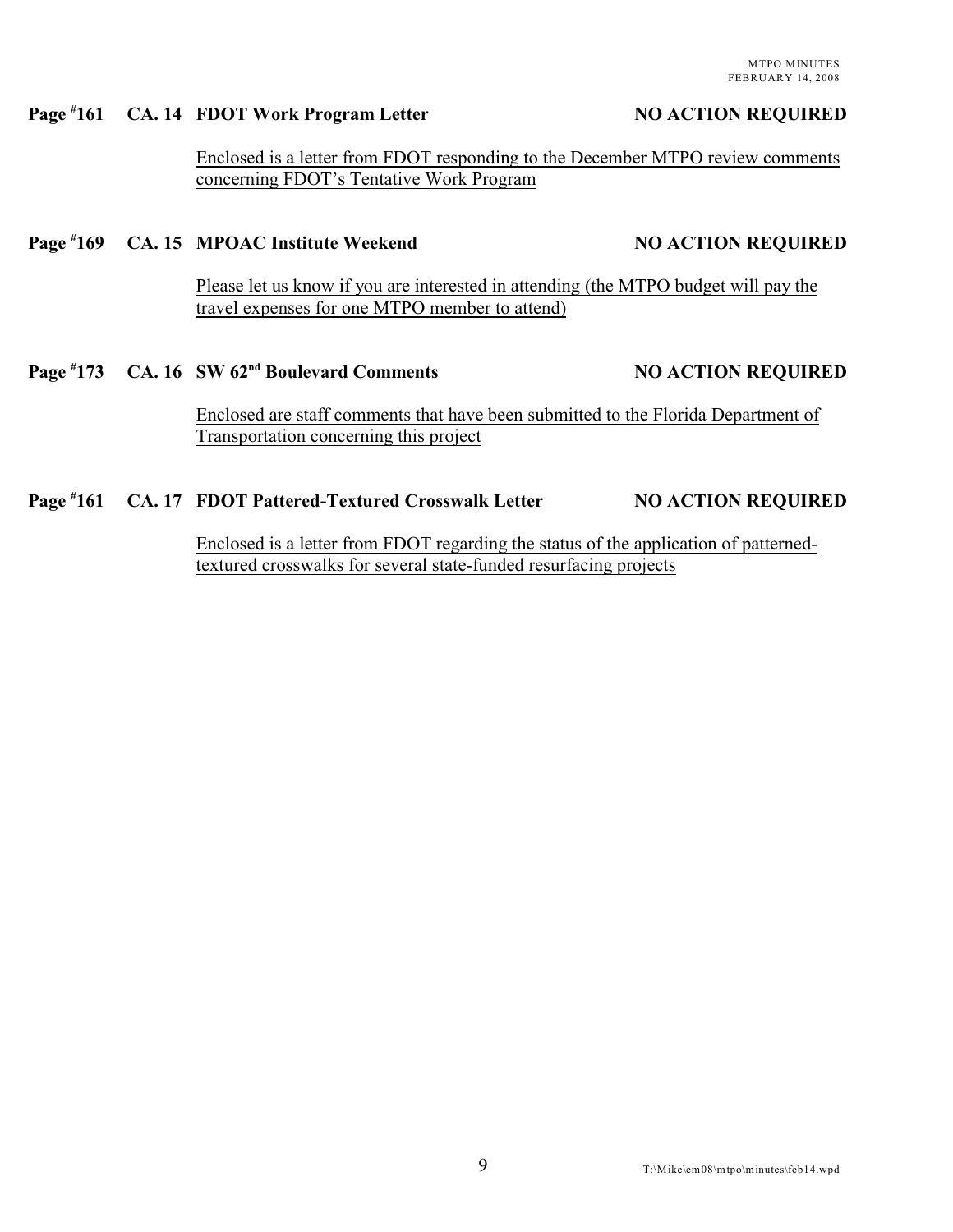**Page #161 CA. 14 FDOT Work Program Letter** **NO ACTION REQUIRED**

Enclosed is a letter from FDOT responding to the December MTPO review comments concerning FDOT's Tentative Work Program

**Page #169 CA. 15 MPOAC Institute Weekend** **NO ACTION REQUIRED**

Please let us know if you are interested in attending (the MTPO budget will pay the travel expenses for one MTPO member to attend)

**Page #173 CA. 16 SW 62nd Boulevard Comments** **NO ACTION REQUIRED**

Enclosed are staff comments that have been submitted to the Florida Department of Transportation concerning this project

**Page #161 CA. 17 FDOT Pattered-Textured Crosswalk Letter** **NO ACTION REQUIRED**

Enclosed is a letter from FDOT regarding the status of the application of patterned-textured crosswalks for several state-funded resurfacing projects